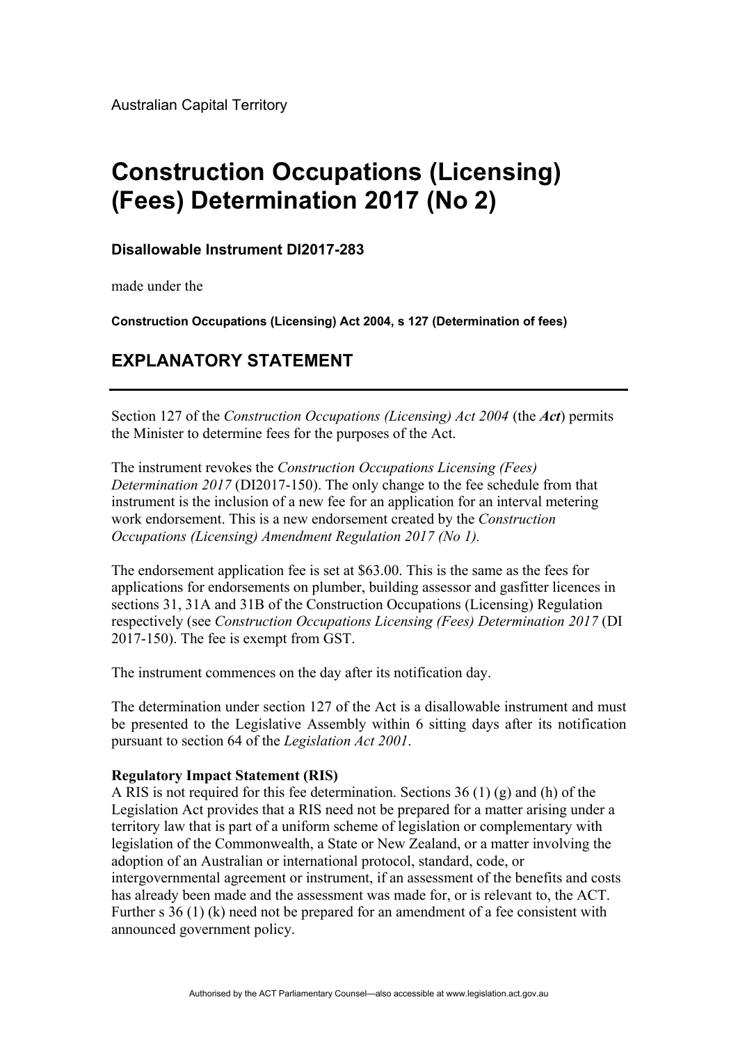Australian Capital Territory

# Construction Occupations (Licensing) (Fees) Determination 2017 (No 2)

**Disallowable Instrument DI2017-283**

made under the

**Construction Occupations (Licensing) Act 2004, s 127 (Determination of fees)**

## EXPLANATORY STATEMENT

---

Section 127 of the *Construction Occupations (Licensing) Act 2004* (the ***Act***) permits the Minister to determine fees for the purposes of the Act.

The instrument revokes the *Construction Occupations Licensing (Fees) Determination 2017* (DI2017-150). The only change to the fee schedule from that instrument is the inclusion of a new fee for an application for an interval metering work endorsement. This is a new endorsement created by the *Construction Occupations (Licensing) Amendment Regulation 2017 (No 1).*

The endorsement application fee is set at $63.00. This is the same as the fees for applications for endorsements on plumber, building assessor and gasfitter licences in sections 31, 31A and 31B of the Construction Occupations (Licensing) Regulation respectively (see *Construction Occupations Licensing (Fees) Determination 2017* (DI 2017-150). The fee is exempt from GST.

The instrument commences on the day after its notification day.

The determination under section 127 of the Act is a disallowable instrument and must be presented to the Legislative Assembly within 6 sitting days after its notification pursuant to section 64 of the *Legislation Act 2001*.

**Regulatory Impact Statement (RIS)**

A RIS is not required for this fee determination. Sections 36 (1) (g) and (h) of the Legislation Act provides that a RIS need not be prepared for a matter arising under a territory law that is part of a uniform scheme of legislation or complementary with legislation of the Commonwealth, a State or New Zealand, or a matter involving the adoption of an Australian or international protocol, standard, code, or intergovernmental agreement or instrument, if an assessment of the benefits and costs has already been made and the assessment was made for, or is relevant to, the ACT. Further s 36 (1) (k) need not be prepared for an amendment of a fee consistent with announced government policy.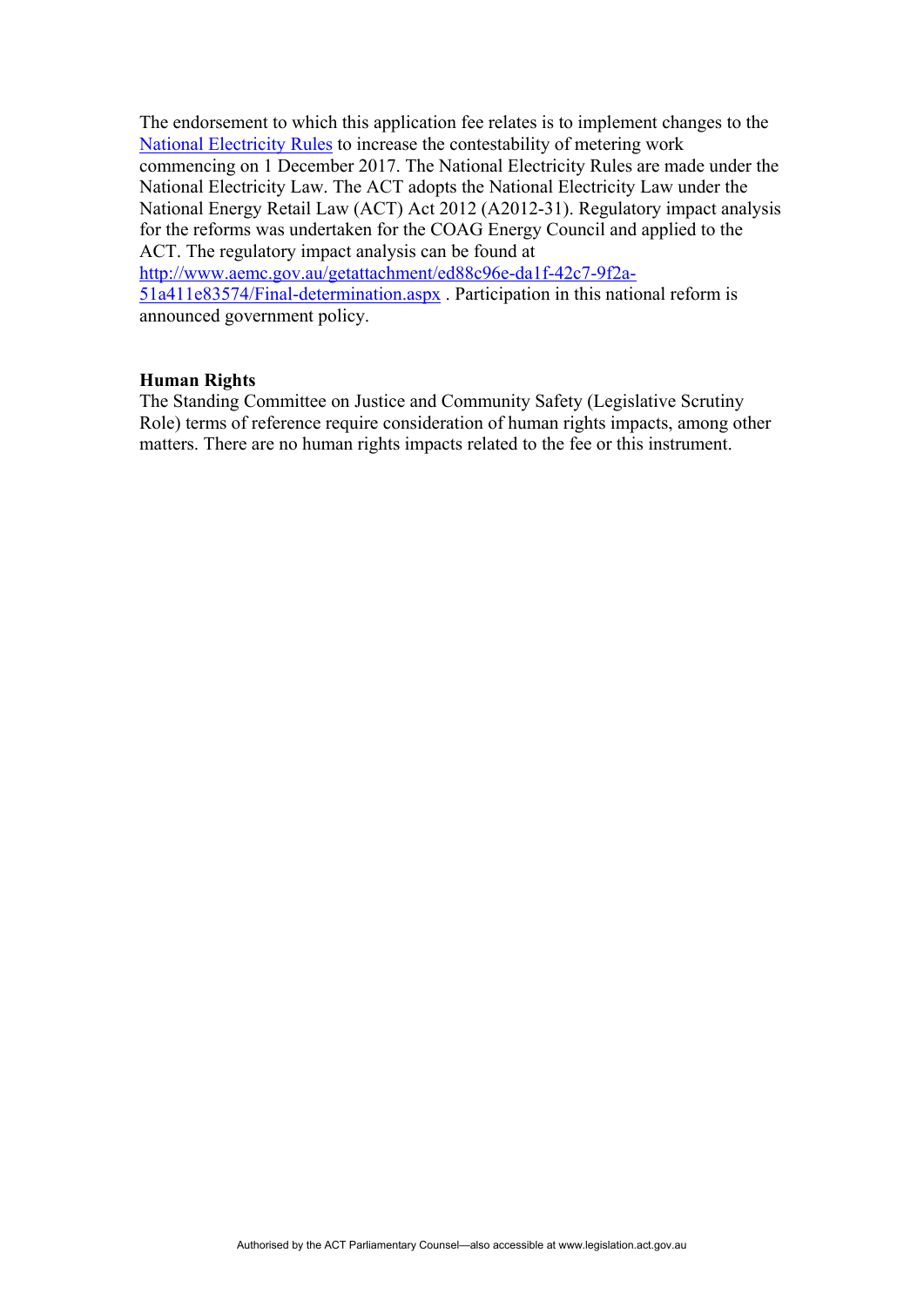The endorsement to which this application fee relates is to implement changes to the [National Electricity Rules](http://www.aemc.gov.au/) to increase the contestability of metering work commencing on 1 December 2017. The National Electricity Rules are made under the National Electricity Law. The ACT adopts the National Electricity Law under the National Energy Retail Law (ACT) Act 2012 (A2012-31). Regulatory impact analysis for the reforms was undertaken for the COAG Energy Council and applied to the ACT. The regulatory impact analysis can be found at [http://www.aemc.gov.au/getattachment/ed88c96e-da1f-42c7-9f2a-51a411e83574/Final-determination.aspx](http://www.aemc.gov.au/getattachment/ed88c96e-da1f-42c7-9f2a-51a411e83574/Final-determination.aspx) . Participation in this national reform is announced government policy.

**Human Rights**

The Standing Committee on Justice and Community Safety (Legislative Scrutiny Role) terms of reference require consideration of human rights impacts, among other matters. There are no human rights impacts related to the fee or this instrument.